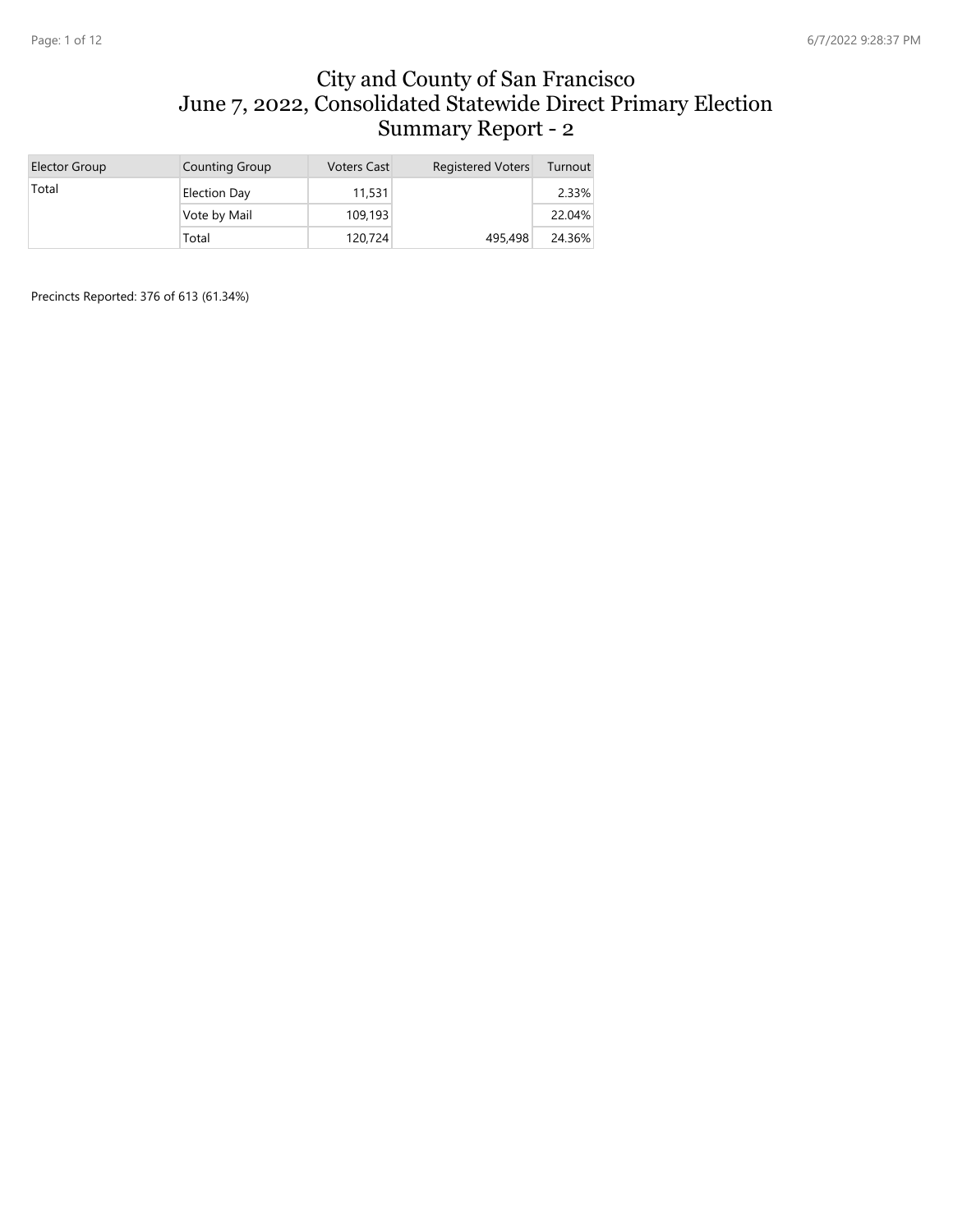# City and County of San Francisco
# June 7, 2022, Consolidated Statewide Direct Primary Election
# Summary Report - 2

| Elector Group | Counting Group | Voters Cast | Registered Voters | Turnout |
|---|---|---|---|---|
| Total | Election Day | 11,531 | | 2.33% |
| | Vote by Mail | 109,193 | | 22.04% |
| | Total | 120,724 | 495,498 | 24.36% |

Precincts Reported: 376 of 613 (61.34%)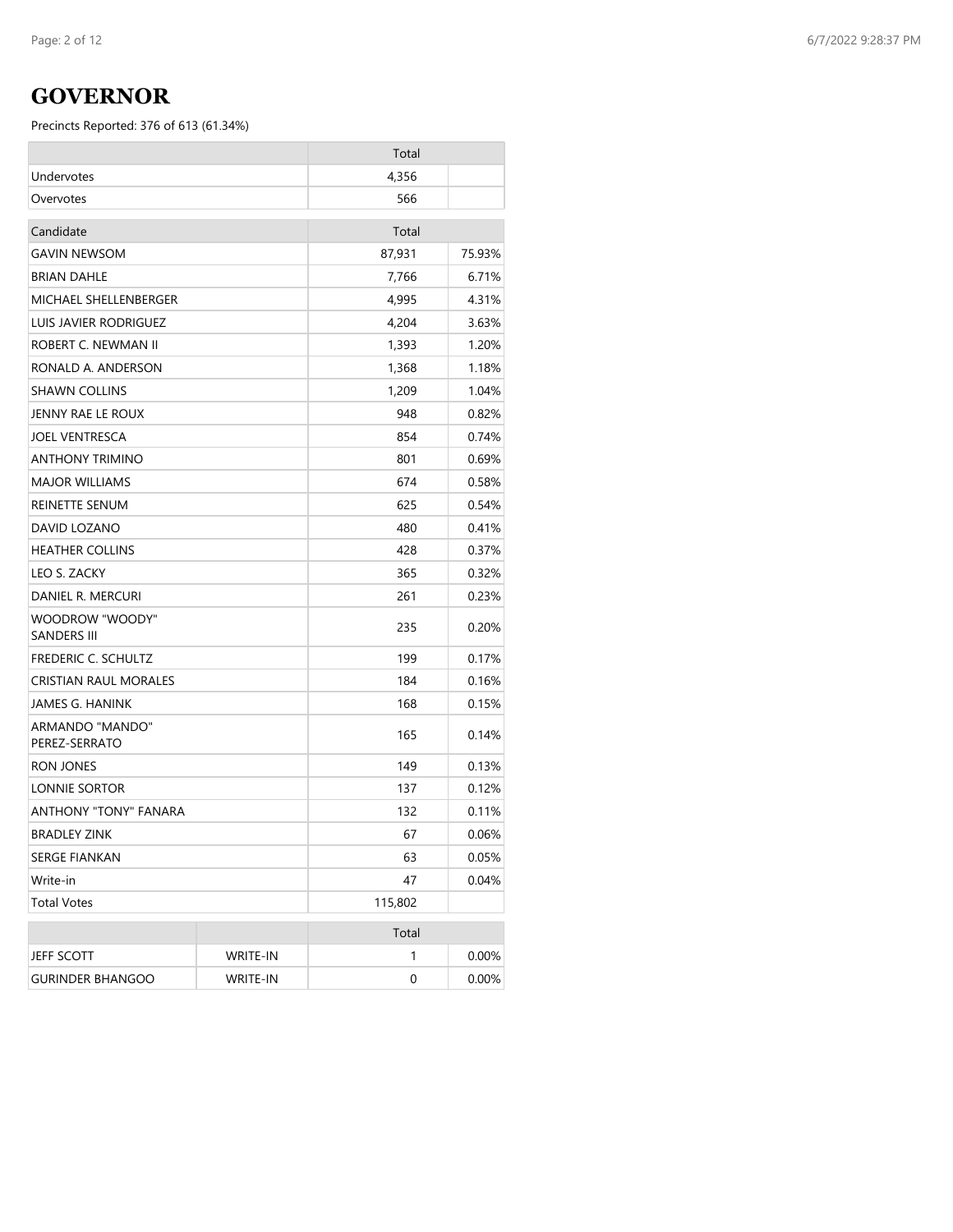# GOVERNOR

Precincts Reported: 376 of 613 (61.34%)

| | Total | |
|---|---|---|
| Undervotes | 4,356 | |
| Overvotes | 566 | |

| Candidate | Total | |
|---|---|---|
| GAVIN NEWSOM | 87,931 | 75.93% |
| BRIAN DAHLE | 7,766 | 6.71% |
| MICHAEL SHELLENBERGER | 4,995 | 4.31% |
| LUIS JAVIER RODRIGUEZ | 4,204 | 3.63% |
| ROBERT C. NEWMAN II | 1,393 | 1.20% |
| RONALD A. ANDERSON | 1,368 | 1.18% |
| SHAWN COLLINS | 1,209 | 1.04% |
| JENNY RAE LE ROUX | 948 | 0.82% |
| JOEL VENTRESCA | 854 | 0.74% |
| ANTHONY TRIMINO | 801 | 0.69% |
| MAJOR WILLIAMS | 674 | 0.58% |
| REINETTE SENUM | 625 | 0.54% |
| DAVID LOZANO | 480 | 0.41% |
| HEATHER COLLINS | 428 | 0.37% |
| LEO S. ZACKY | 365 | 0.32% |
| DANIEL R. MERCURI | 261 | 0.23% |
| WOODROW "WOODY" SANDERS III | 235 | 0.20% |
| FREDERIC C. SCHULTZ | 199 | 0.17% |
| CRISTIAN RAUL MORALES | 184 | 0.16% |
| JAMES G. HANINK | 168 | 0.15% |
| ARMANDO "MANDO" PEREZ-SERRATO | 165 | 0.14% |
| RON JONES | 149 | 0.13% |
| LONNIE SORTOR | 137 | 0.12% |
| ANTHONY "TONY" FANARA | 132 | 0.11% |
| BRADLEY ZINK | 67 | 0.06% |
| SERGE FIANKAN | 63 | 0.05% |
| Write-in | 47 | 0.04% |
| Total Votes | 115,802 | |

| | | Total | |
|---|---|---|---|
| JEFF SCOTT | WRITE-IN | 1 | 0.00% |
| GURINDER BHANGOO | WRITE-IN | 0 | 0.00% |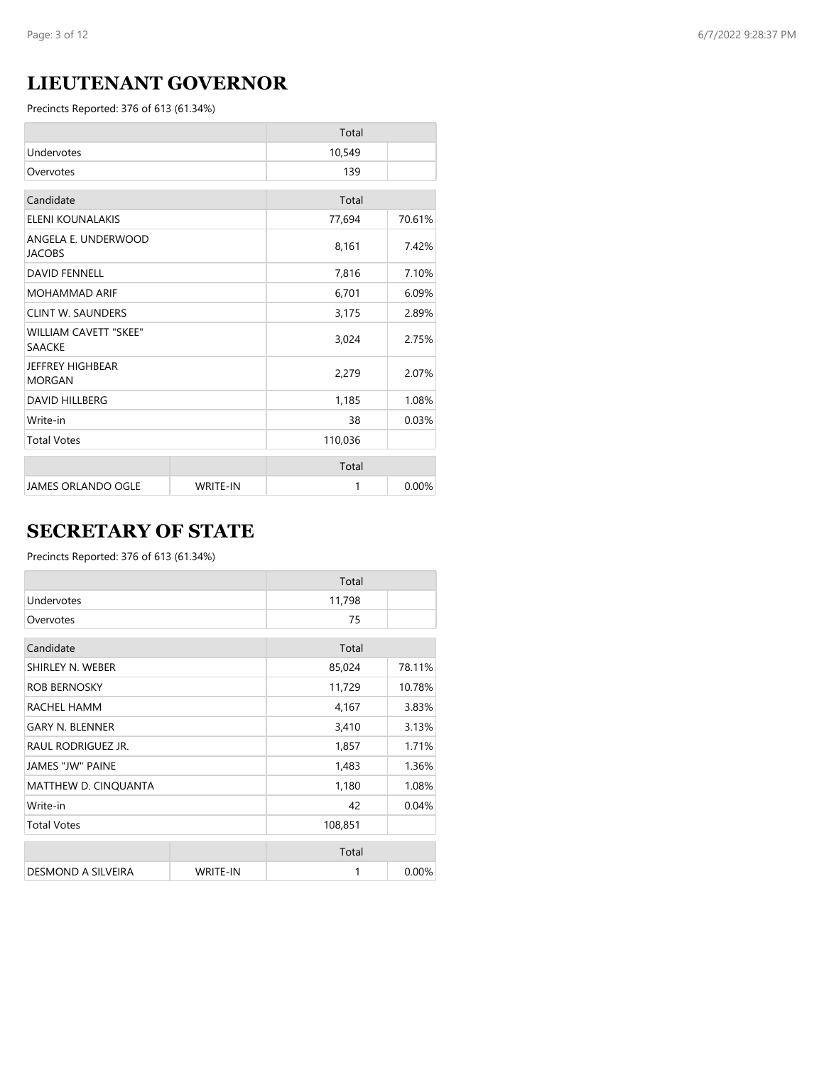## LIEUTENANT GOVERNOR

Precincts Reported: 376 of 613 (61.34%)

| | Total | |
|---|---|---|
| Undervotes | 10,549 | |
| Overvotes | 139 | |

| Candidate | Total | |
|---|---|---|
| ELENI KOUNALAKIS | 77,694 | 70.61% |
| ANGELA E. UNDERWOOD JACOBS | 8,161 | 7.42% |
| DAVID FENNELL | 7,816 | 7.10% |
| MOHAMMAD ARIF | 6,701 | 6.09% |
| CLINT W. SAUNDERS | 3,175 | 2.89% |
| WILLIAM CAVETT "SKEE" SAACKE | 3,024 | 2.75% |
| JEFFREY HIGHBEAR MORGAN | 2,279 | 2.07% |
| DAVID HILLBERG | 1,185 | 1.08% |
| Write-in | 38 | 0.03% |
| Total Votes | 110,036 | |

| | | Total | |
|---|---|---|---|
| JAMES ORLANDO OGLE | WRITE-IN | 1 | 0.00% |

## SECRETARY OF STATE

Precincts Reported: 376 of 613 (61.34%)

| | Total | |
|---|---|---|
| Undervotes | 11,798 | |
| Overvotes | 75 | |

| Candidate | Total | |
|---|---|---|
| SHIRLEY N. WEBER | 85,024 | 78.11% |
| ROB BERNOSKY | 11,729 | 10.78% |
| RACHEL HAMM | 4,167 | 3.83% |
| GARY N. BLENNER | 3,410 | 3.13% |
| RAUL RODRIGUEZ JR. | 1,857 | 1.71% |
| JAMES "JW" PAINE | 1,483 | 1.36% |
| MATTHEW D. CINQUANTA | 1,180 | 1.08% |
| Write-in | 42 | 0.04% |
| Total Votes | 108,851 | |

| | | Total | |
|---|---|---|---|
| DESMOND A SILVEIRA | WRITE-IN | 1 | 0.00% |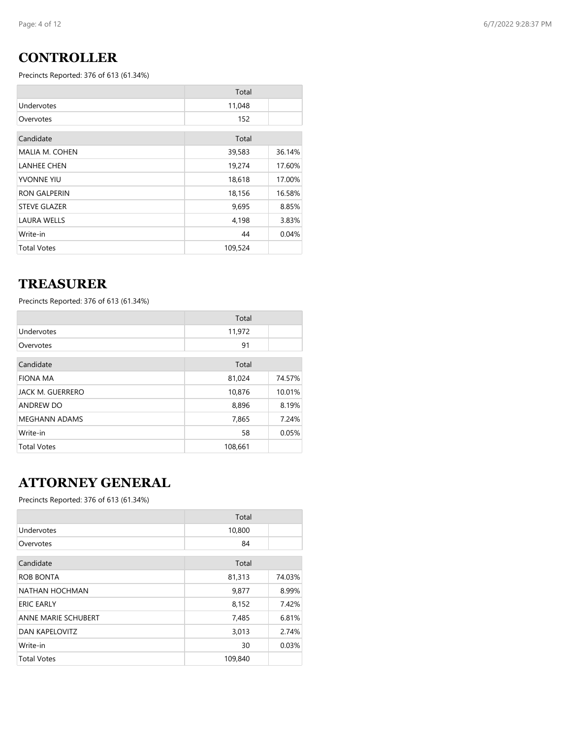## CONTROLLER

Precincts Reported: 376 of 613 (61.34%)

| | Total | |
|---|---|---|
| Undervotes | 11,048 | |
| Overvotes | 152 | |
| **Candidate** | **Total** | |
| MALIA M. COHEN | 39,583 | 36.14% |
| LANHEE CHEN | 19,274 | 17.60% |
| YVONNE YIU | 18,618 | 17.00% |
| RON GALPERIN | 18,156 | 16.58% |
| STEVE GLAZER | 9,695 | 8.85% |
| LAURA WELLS | 4,198 | 3.83% |
| Write-in | 44 | 0.04% |
| Total Votes | 109,524 | |

## TREASURER

Precincts Reported: 376 of 613 (61.34%)

| | Total | |
|---|---|---|
| Undervotes | 11,972 | |
| Overvotes | 91 | |
| **Candidate** | **Total** | |
| FIONA MA | 81,024 | 74.57% |
| JACK M. GUERRERO | 10,876 | 10.01% |
| ANDREW DO | 8,896 | 8.19% |
| MEGHANN ADAMS | 7,865 | 7.24% |
| Write-in | 58 | 0.05% |
| Total Votes | 108,661 | |

## ATTORNEY GENERAL

Precincts Reported: 376 of 613 (61.34%)

| | Total | |
|---|---|---|
| Undervotes | 10,800 | |
| Overvotes | 84 | |
| **Candidate** | **Total** | |
| ROB BONTA | 81,313 | 74.03% |
| NATHAN HOCHMAN | 9,877 | 8.99% |
| ERIC EARLY | 8,152 | 7.42% |
| ANNE MARIE SCHUBERT | 7,485 | 6.81% |
| DAN KAPELOVITZ | 3,013 | 2.74% |
| Write-in | 30 | 0.03% |
| Total Votes | 109,840 | |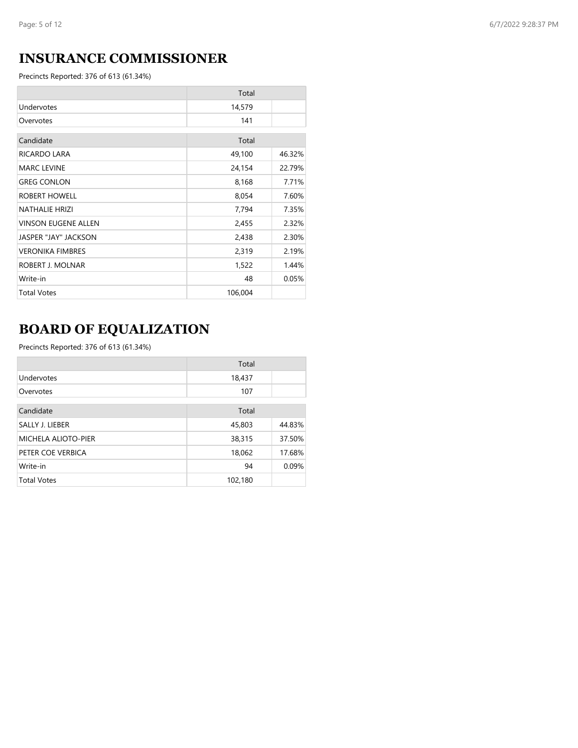## INSURANCE COMMISSIONER

Precincts Reported: 376 of 613 (61.34%)

| | Total | |
|---|---|---|
| Undervotes | 14,579 | |
| Overvotes | 141 | |

| Candidate | Total | |
|---|---|---|
| RICARDO LARA | 49,100 | 46.32% |
| MARC LEVINE | 24,154 | 22.79% |
| GREG CONLON | 8,168 | 7.71% |
| ROBERT HOWELL | 8,054 | 7.60% |
| NATHALIE HRIZI | 7,794 | 7.35% |
| VINSON EUGENE ALLEN | 2,455 | 2.32% |
| JASPER "JAY" JACKSON | 2,438 | 2.30% |
| VERONIKA FIMBRES | 2,319 | 2.19% |
| ROBERT J. MOLNAR | 1,522 | 1.44% |
| Write-in | 48 | 0.05% |
| Total Votes | 106,004 | |

## BOARD OF EQUALIZATION

Precincts Reported: 376 of 613 (61.34%)

| | Total | |
|---|---|---|
| Undervotes | 18,437 | |
| Overvotes | 107 | |

| Candidate | Total | |
|---|---|---|
| SALLY J. LIEBER | 45,803 | 44.83% |
| MICHELA ALIOTO-PIER | 38,315 | 37.50% |
| PETER COE VERBICA | 18,062 | 17.68% |
| Write-in | 94 | 0.09% |
| Total Votes | 102,180 | |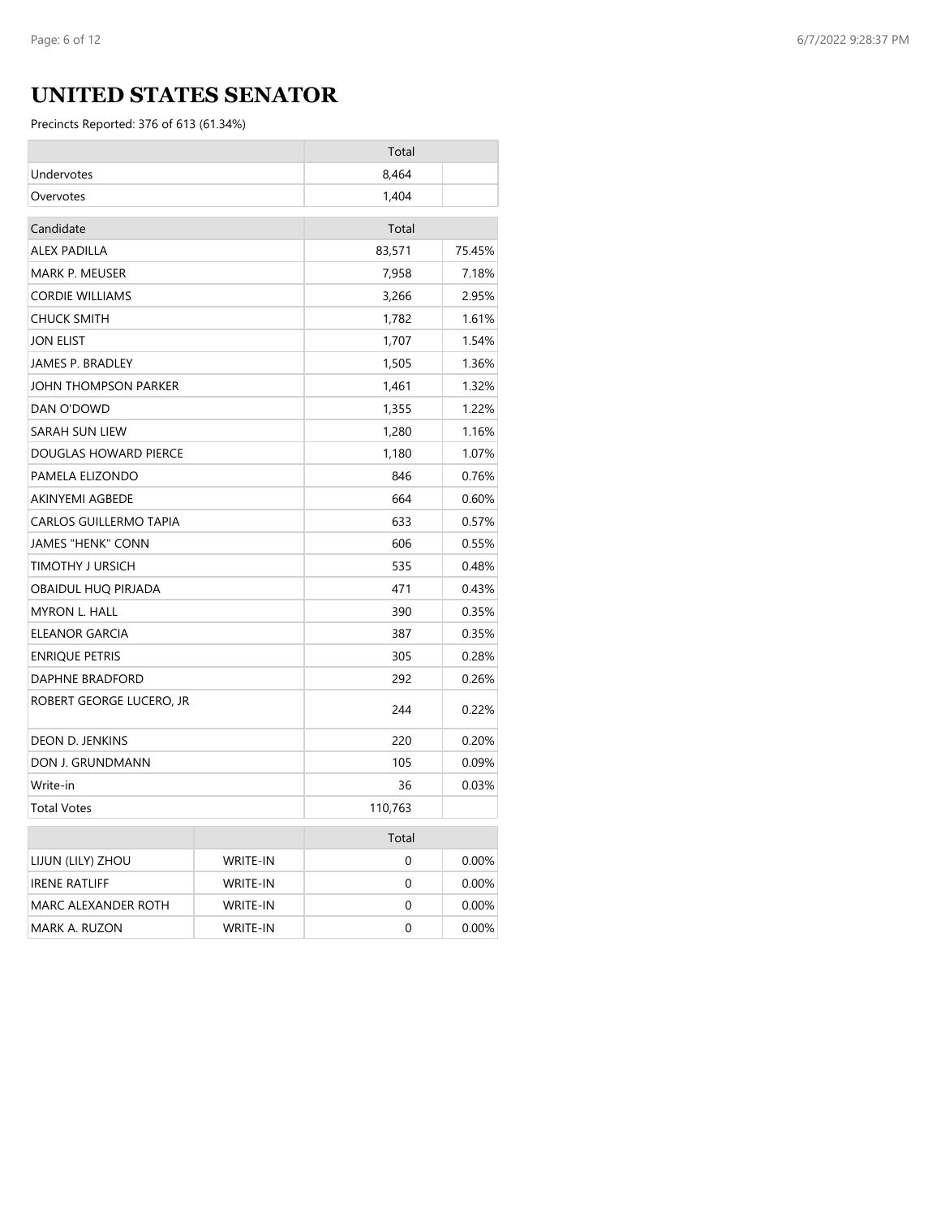# UNITED STATES SENATOR

Precincts Reported: 376 of 613 (61.34%)

| | Total | |
|---|---|---|
| Undervotes | 8,464 | |
| Overvotes | 1,404 | |

| Candidate | Total | |
|---|---|---|
| ALEX PADILLA | 83,571 | 75.45% |
| MARK P. MEUSER | 7,958 | 7.18% |
| CORDIE WILLIAMS | 3,266 | 2.95% |
| CHUCK SMITH | 1,782 | 1.61% |
| JON ELIST | 1,707 | 1.54% |
| JAMES P. BRADLEY | 1,505 | 1.36% |
| JOHN THOMPSON PARKER | 1,461 | 1.32% |
| DAN O'DOWD | 1,355 | 1.22% |
| SARAH SUN LIEW | 1,280 | 1.16% |
| DOUGLAS HOWARD PIERCE | 1,180 | 1.07% |
| PAMELA ELIZONDO | 846 | 0.76% |
| AKINYEMI AGBEDE | 664 | 0.60% |
| CARLOS GUILLERMO TAPIA | 633 | 0.57% |
| JAMES "HENK" CONN | 606 | 0.55% |
| TIMOTHY J URSICH | 535 | 0.48% |
| OBAIDUL HUQ PIRJADA | 471 | 0.43% |
| MYRON L. HALL | 390 | 0.35% |
| ELEANOR GARCIA | 387 | 0.35% |
| ENRIQUE PETRIS | 305 | 0.28% |
| DAPHNE BRADFORD | 292 | 0.26% |
| ROBERT GEORGE LUCERO, JR | 244 | 0.22% |
| DEON D. JENKINS | 220 | 0.20% |
| DON J. GRUNDMANN | 105 | 0.09% |
| Write-in | 36 | 0.03% |
| Total Votes | 110,763 | |

| | | Total | |
|---|---|---|---|
| LIJUN (LILY) ZHOU | WRITE-IN | 0 | 0.00% |
| IRENE RATLIFF | WRITE-IN | 0 | 0.00% |
| MARC ALEXANDER ROTH | WRITE-IN | 0 | 0.00% |
| MARK A. RUZON | WRITE-IN | 0 | 0.00% |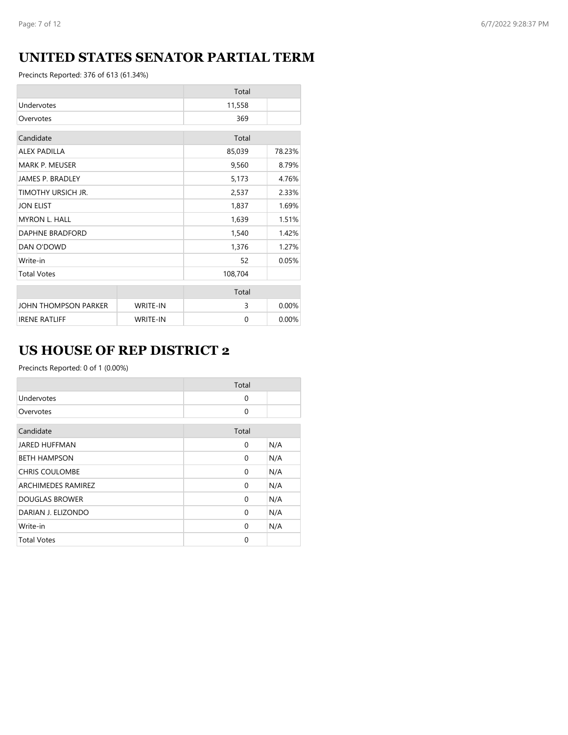## UNITED STATES SENATOR PARTIAL TERM

Precincts Reported: 376 of 613 (61.34%)

| | Total | |
|---|---|---|
| Undervotes | 11,558 | |
| Overvotes | 369 | |

| Candidate | Total | |
|---|---|---|
| ALEX PADILLA | 85,039 | 78.23% |
| MARK P. MEUSER | 9,560 | 8.79% |
| JAMES P. BRADLEY | 5,173 | 4.76% |
| TIMOTHY URSICH JR. | 2,537 | 2.33% |
| JON ELIST | 1,837 | 1.69% |
| MYRON L. HALL | 1,639 | 1.51% |
| DAPHNE BRADFORD | 1,540 | 1.42% |
| DAN O'DOWD | 1,376 | 1.27% |
| Write-in | 52 | 0.05% |
| Total Votes | 108,704 | |

| | | Total | |
|---|---|---|---|
| JOHN THOMPSON PARKER | WRITE-IN | 3 | 0.00% |
| IRENE RATLIFF | WRITE-IN | 0 | 0.00% |

## US HOUSE OF REP DISTRICT 2

Precincts Reported: 0 of 1 (0.00%)

| | Total | |
|---|---|---|
| Undervotes | 0 | |
| Overvotes | 0 | |

| Candidate | Total | |
|---|---|---|
| JARED HUFFMAN | 0 | N/A |
| BETH HAMPSON | 0 | N/A |
| CHRIS COULOMBE | 0 | N/A |
| ARCHIMEDES RAMIREZ | 0 | N/A |
| DOUGLAS BROWER | 0 | N/A |
| DARIAN J. ELIZONDO | 0 | N/A |
| Write-in | 0 | N/A |
| Total Votes | 0 | |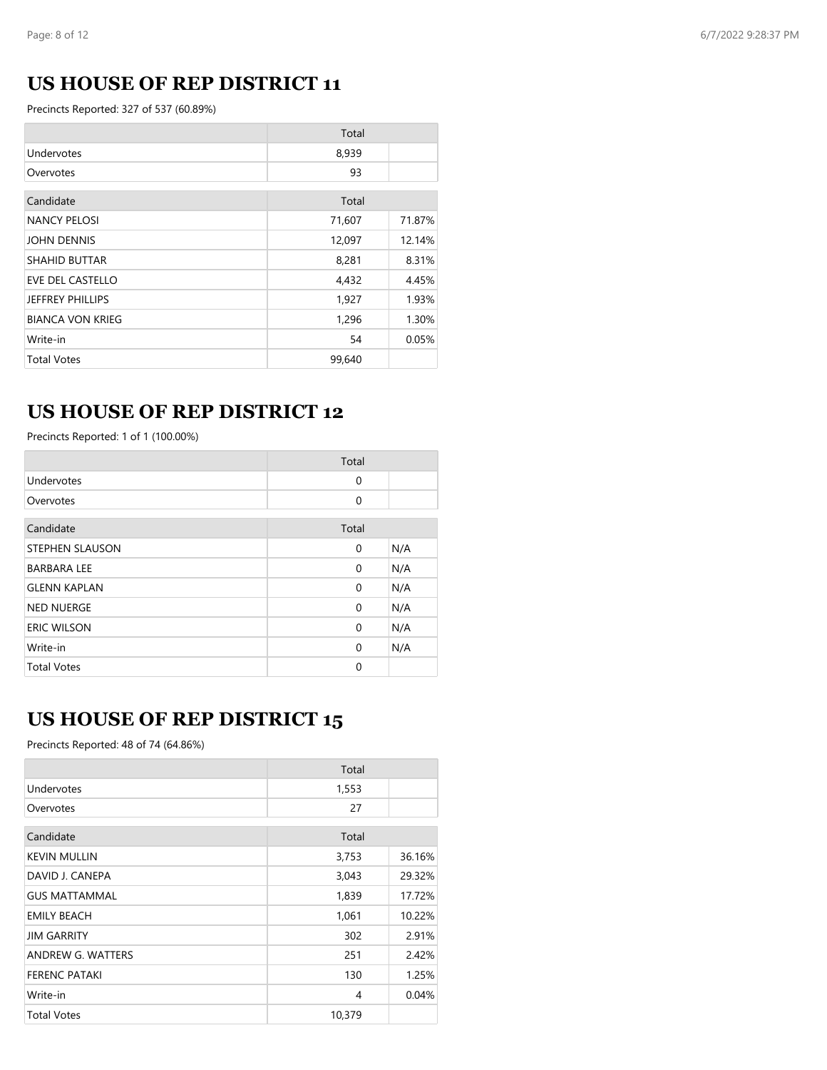## US HOUSE OF REP DISTRICT 11

Precincts Reported: 327 of 537 (60.89%)

| | Total | |
|---|---|---|
| Undervotes | 8,939 | |
| Overvotes | 93 | |

| Candidate | Total | |
|---|---|---|
| NANCY PELOSI | 71,607 | 71.87% |
| JOHN DENNIS | 12,097 | 12.14% |
| SHAHID BUTTAR | 8,281 | 8.31% |
| EVE DEL CASTELLO | 4,432 | 4.45% |
| JEFFREY PHILLIPS | 1,927 | 1.93% |
| BIANCA VON KRIEG | 1,296 | 1.30% |
| Write-in | 54 | 0.05% |
| Total Votes | 99,640 | |

## US HOUSE OF REP DISTRICT 12

Precincts Reported: 1 of 1 (100.00%)

| | Total | |
|---|---|---|
| Undervotes | 0 | |
| Overvotes | 0 | |

| Candidate | Total | |
|---|---|---|
| STEPHEN SLAUSON | 0 | N/A |
| BARBARA LEE | 0 | N/A |
| GLENN KAPLAN | 0 | N/A |
| NED NUERGE | 0 | N/A |
| ERIC WILSON | 0 | N/A |
| Write-in | 0 | N/A |
| Total Votes | 0 | |

## US HOUSE OF REP DISTRICT 15

Precincts Reported: 48 of 74 (64.86%)

| | Total | |
|---|---|---|
| Undervotes | 1,553 | |
| Overvotes | 27 | |

| Candidate | Total | |
|---|---|---|
| KEVIN MULLIN | 3,753 | 36.16% |
| DAVID J. CANEPA | 3,043 | 29.32% |
| GUS MATTAMMAL | 1,839 | 17.72% |
| EMILY BEACH | 1,061 | 10.22% |
| JIM GARRITY | 302 | 2.91% |
| ANDREW G. WATTERS | 251 | 2.42% |
| FERENC PATAKI | 130 | 1.25% |
| Write-in | 4 | 0.04% |
| Total Votes | 10,379 | |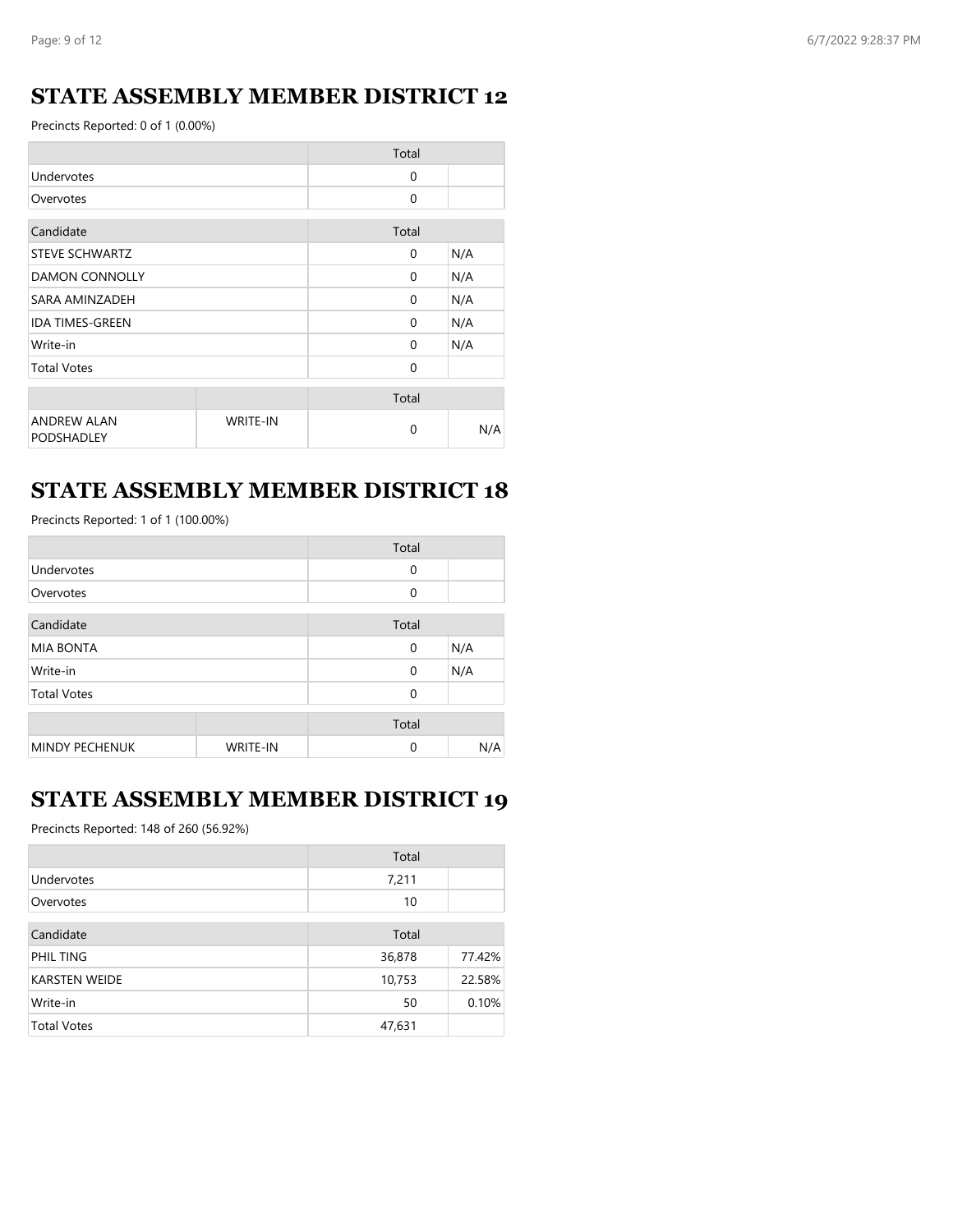## STATE ASSEMBLY MEMBER DISTRICT 12

Precincts Reported: 0 of 1 (0.00%)

| | Total | |
|---|---|---|
| Undervotes | 0 | |
| Overvotes | 0 | |

| Candidate | Total | |
|---|---|---|
| STEVE SCHWARTZ | 0 | N/A |
| DAMON CONNOLLY | 0 | N/A |
| SARA AMINZADEH | 0 | N/A |
| IDA TIMES-GREEN | 0 | N/A |
| Write-in | 0 | N/A |
| Total Votes | 0 | |

| | | Total | |
|---|---|---|---|
| ANDREW ALAN PODSHADLEY | WRITE-IN | 0 | N/A |

## STATE ASSEMBLY MEMBER DISTRICT 18

Precincts Reported: 1 of 1 (100.00%)

| | Total | |
|---|---|---|
| Undervotes | 0 | |
| Overvotes | 0 | |

| Candidate | Total | |
|---|---|---|
| MIA BONTA | 0 | N/A |
| Write-in | 0 | N/A |
| Total Votes | 0 | |

| | | Total | |
|---|---|---|---|
| MINDY PECHENUK | WRITE-IN | 0 | N/A |

## STATE ASSEMBLY MEMBER DISTRICT 19

Precincts Reported: 148 of 260 (56.92%)

| | Total | |
|---|---|---|
| Undervotes | 7,211 | |
| Overvotes | 10 | |

| Candidate | Total | |
|---|---|---|
| PHIL TING | 36,878 | 77.42% |
| KARSTEN WEIDE | 10,753 | 22.58% |
| Write-in | 50 | 0.10% |
| Total Votes | 47,631 | |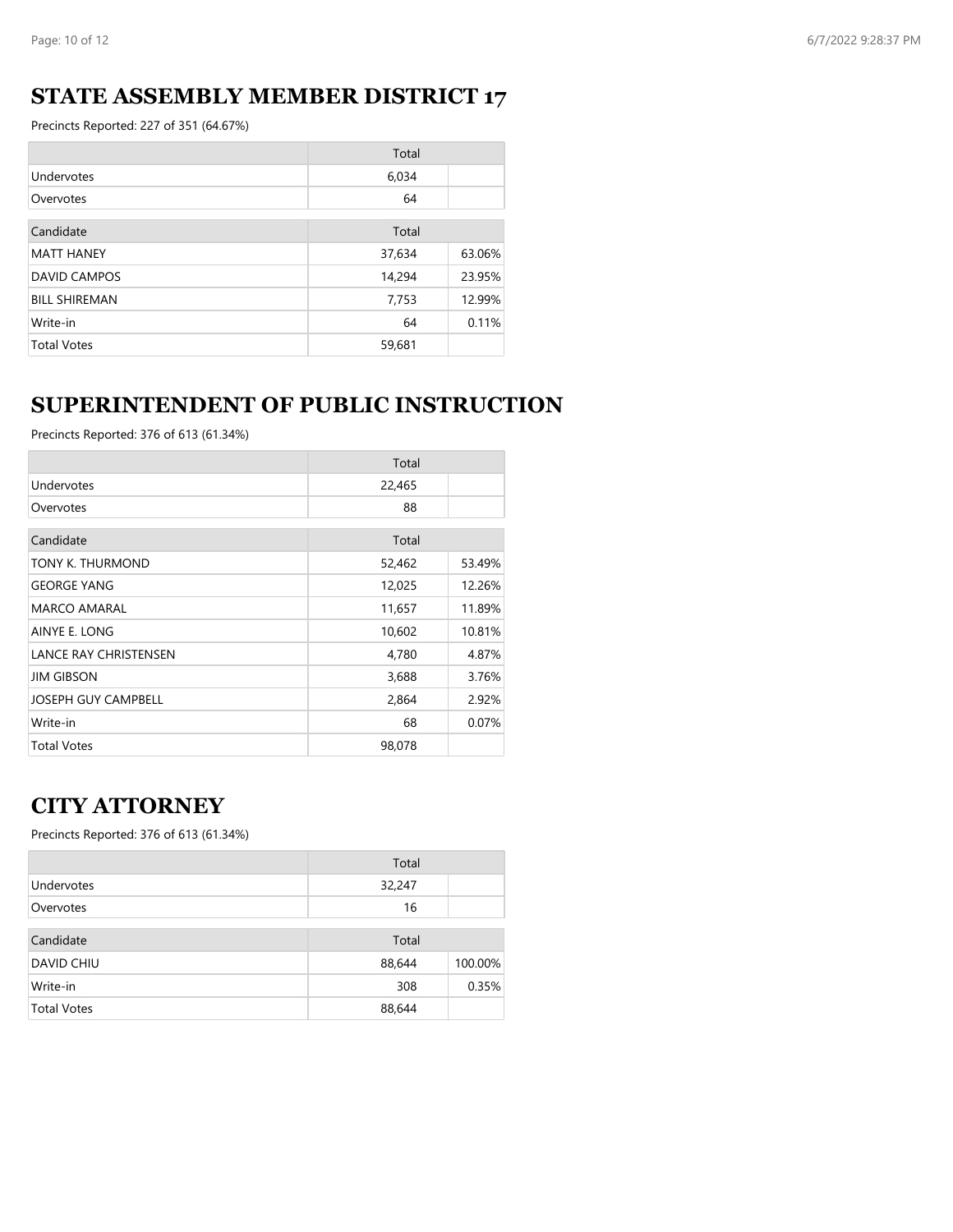## STATE ASSEMBLY MEMBER DISTRICT 17

Precincts Reported: 227 of 351 (64.67%)

| | Total | |
|---|---|---|
| Undervotes | 6,034 | |
| Overvotes | 64 | |

| Candidate | Total | |
|---|---|---|
| MATT HANEY | 37,634 | 63.06% |
| DAVID CAMPOS | 14,294 | 23.95% |
| BILL SHIREMAN | 7,753 | 12.99% |
| Write-in | 64 | 0.11% |
| Total Votes | 59,681 | |

## SUPERINTENDENT OF PUBLIC INSTRUCTION

Precincts Reported: 376 of 613 (61.34%)

| | Total | |
|---|---|---|
| Undervotes | 22,465 | |
| Overvotes | 88 | |

| Candidate | Total | |
|---|---|---|
| TONY K. THURMOND | 52,462 | 53.49% |
| GEORGE YANG | 12,025 | 12.26% |
| MARCO AMARAL | 11,657 | 11.89% |
| AINYE E. LONG | 10,602 | 10.81% |
| LANCE RAY CHRISTENSEN | 4,780 | 4.87% |
| JIM GIBSON | 3,688 | 3.76% |
| JOSEPH GUY CAMPBELL | 2,864 | 2.92% |
| Write-in | 68 | 0.07% |
| Total Votes | 98,078 | |

## CITY ATTORNEY

Precincts Reported: 376 of 613 (61.34%)

| | Total | |
|---|---|---|
| Undervotes | 32,247 | |
| Overvotes | 16 | |

| Candidate | Total | |
|---|---|---|
| DAVID CHIU | 88,644 | 100.00% |
| Write-in | 308 | 0.35% |
| Total Votes | 88,644 | |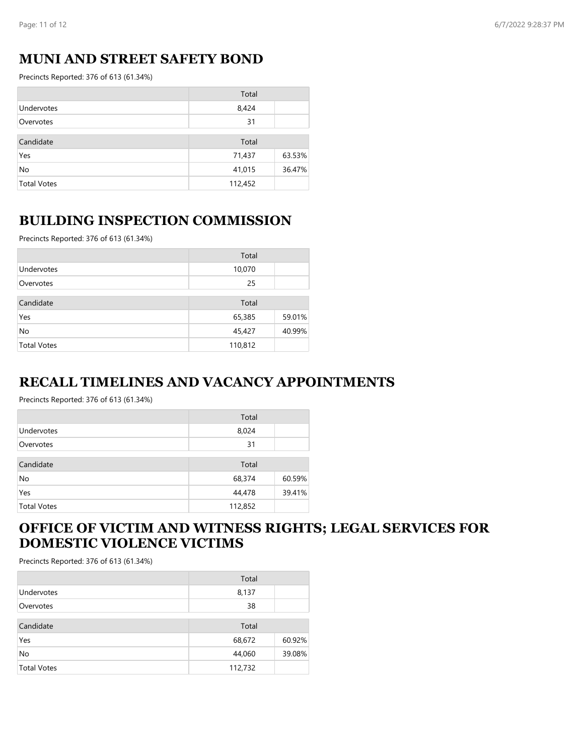## MUNI AND STREET SAFETY BOND

Precincts Reported: 376 of 613 (61.34%)

| | Total | |
|---|---|---|
| Undervotes | 8,424 | |
| Overvotes | 31 | |
| **Candidate** | **Total** | |
| Yes | 71,437 | 63.53% |
| No | 41,015 | 36.47% |
| Total Votes | 112,452 | |

## BUILDING INSPECTION COMMISSION

Precincts Reported: 376 of 613 (61.34%)

| | Total | |
|---|---|---|
| Undervotes | 10,070 | |
| Overvotes | 25 | |
| **Candidate** | **Total** | |
| Yes | 65,385 | 59.01% |
| No | 45,427 | 40.99% |
| Total Votes | 110,812 | |

## RECALL TIMELINES AND VACANCY APPOINTMENTS

Precincts Reported: 376 of 613 (61.34%)

| | Total | |
|---|---|---|
| Undervotes | 8,024 | |
| Overvotes | 31 | |
| **Candidate** | **Total** | |
| No | 68,374 | 60.59% |
| Yes | 44,478 | 39.41% |
| Total Votes | 112,852 | |

## OFFICE OF VICTIM AND WITNESS RIGHTS; LEGAL SERVICES FOR DOMESTIC VIOLENCE VICTIMS

Precincts Reported: 376 of 613 (61.34%)

| | Total | |
|---|---|---|
| Undervotes | 8,137 | |
| Overvotes | 38 | |
| **Candidate** | **Total** | |
| Yes | 68,672 | 60.92% |
| No | 44,060 | 39.08% |
| Total Votes | 112,732 | |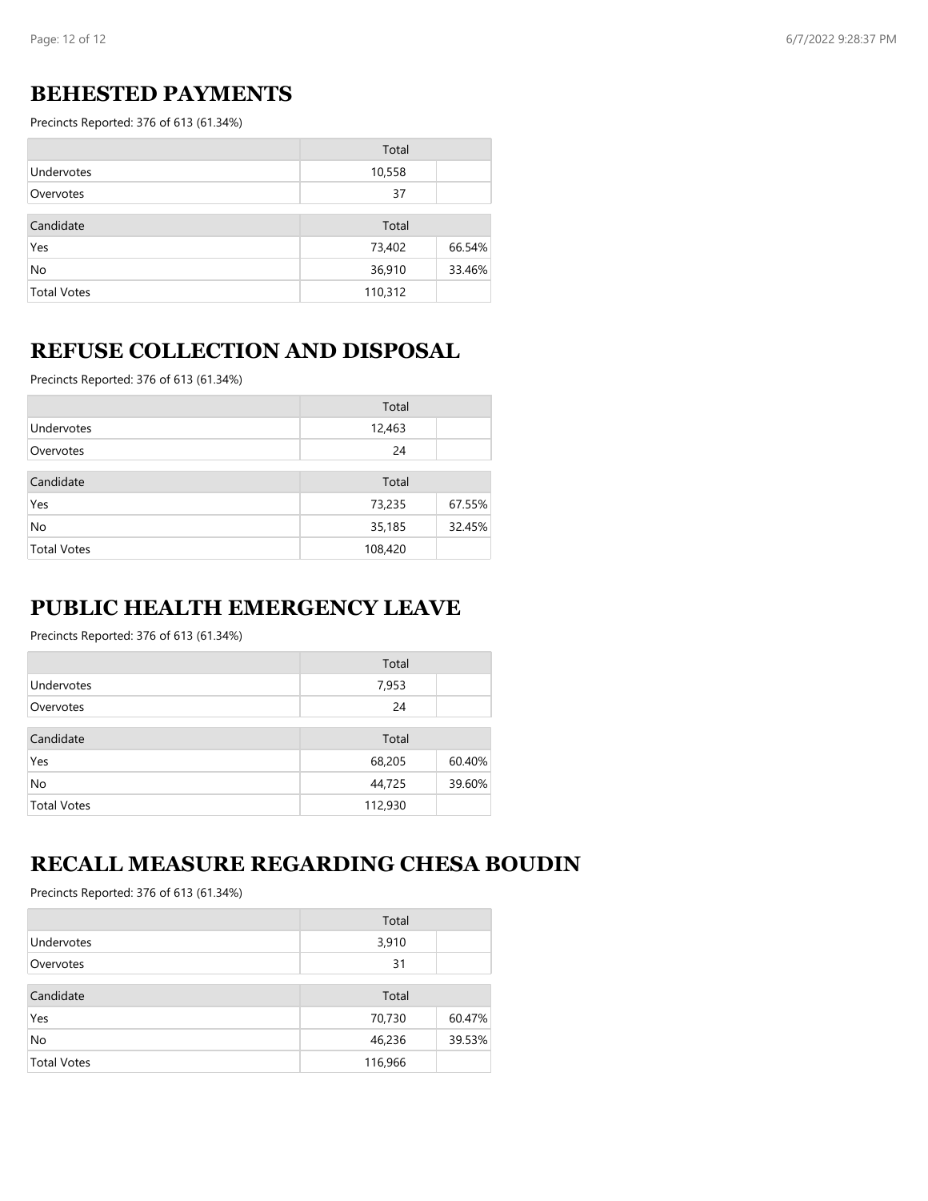## BEHESTED PAYMENTS

Precincts Reported: 376 of 613 (61.34%)

| | Total | |
|---|---|---|
| Undervotes | 10,558 | |
| Overvotes | 37 | |
| Candidate | Total | |
| Yes | 73,402 | 66.54% |
| No | 36,910 | 33.46% |
| Total Votes | 110,312 | |

## REFUSE COLLECTION AND DISPOSAL

Precincts Reported: 376 of 613 (61.34%)

| | Total | |
|---|---|---|
| Undervotes | 12,463 | |
| Overvotes | 24 | |
| Candidate | Total | |
| Yes | 73,235 | 67.55% |
| No | 35,185 | 32.45% |
| Total Votes | 108,420 | |

## PUBLIC HEALTH EMERGENCY LEAVE

Precincts Reported: 376 of 613 (61.34%)

| | Total | |
|---|---|---|
| Undervotes | 7,953 | |
| Overvotes | 24 | |
| Candidate | Total | |
| Yes | 68,205 | 60.40% |
| No | 44,725 | 39.60% |
| Total Votes | 112,930 | |

## RECALL MEASURE REGARDING CHESA BOUDIN

Precincts Reported: 376 of 613 (61.34%)

| | Total | |
|---|---|---|
| Undervotes | 3,910 | |
| Overvotes | 31 | |
| Candidate | Total | |
| Yes | 70,730 | 60.47% |
| No | 46,236 | 39.53% |
| Total Votes | 116,966 | |